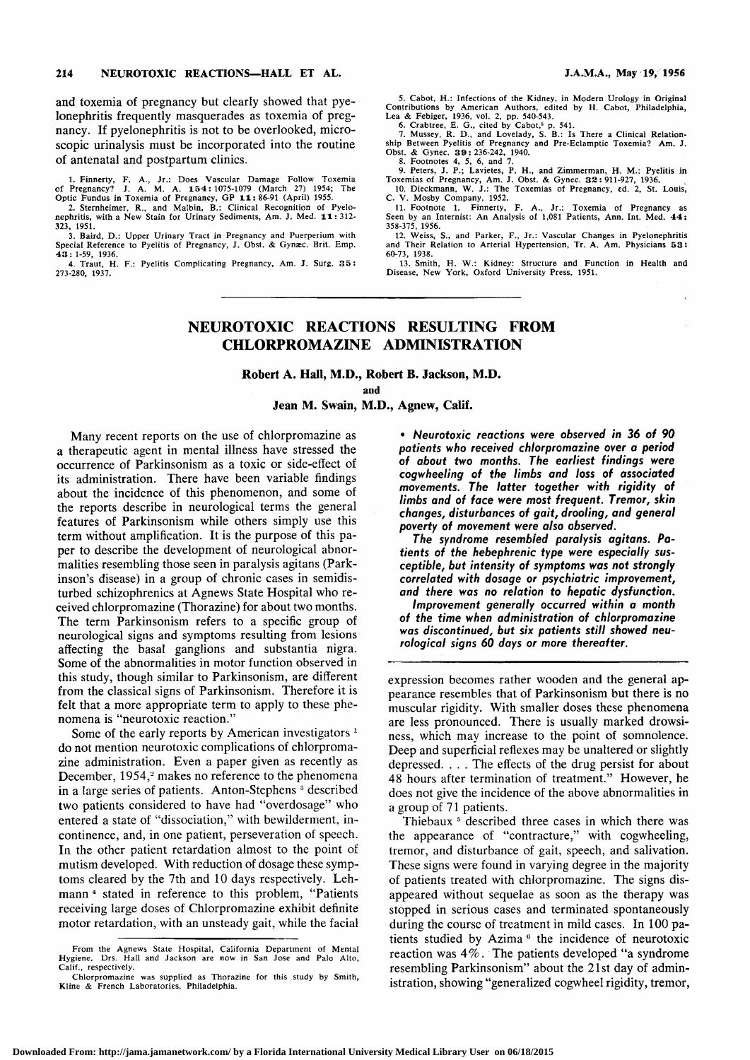and toxemia of pregnancy but clearly showed that pyelonephritis frequently masquerades as toxemia of pregnancy. If pyelonephritis is not to be overlooked, microscopic urinalysis must be incorporated into the routine of antenatal and postpartum clinics.

1. Finnerty, F. A., Jr.: Does Vascular Damage Follow Toxemia of Pregnancy? J. A. M. A. **154**: 1075-1079 (March 27) 1954; The Optic Fundus in Toxemia of Pregnancy, GP **11**: 86-91 (April) 1955.
2. Sternheimer, R., and Malbin, B.: Clinical Recognition of Pyelonephritis, with a New Stain for Urinary Sediments, Am. J. Med. **11**: 312-323, 1951.
3. Baird, D.: Upper Urinary Tract in Pregnancy and Puerperium with Special Reference to Pyelitis of Pregnancy, J. Obst. & Gynæc. Brit. Emp. **43**: 1-59, 1936.
4. Traut, H. F.: Pyelitis Complicating Pregnancy, Am. J. Surg. **35**: 273-280, 1937.
5. Cabot, H.: Infections of the Kidney, in Modern Urology in Original Contributions by American Authors, edited by H. Cabot, Philadelphia, Lea & Febiger, 1936, vol. 2, pp. 540-543.
6. Crabtree, E. G., cited by Cabot,[5] p. 541.
7. Mussey, R. D., and Lovelady, S. B.: Is There a Clinical Relationship Between Pyelitis of Pregnancy and Pre-Eclamptic Toxemia? Am. J. Obst. & Gynec. **39**: 236-242, 1940.
8. Footnotes 4, 5, 6, and 7.
9. Peters, J. P.; Lavietes, P. H., and Zimmerman, H. M.: Pyelitis in Toxemias of Pregnancy, Am. J. Obst. & Gynec. **32**: 911-927, 1936.
10. Dieckmann, W. J.: The Toxemias of Pregnancy, ed. 2, St. Louis, C. V. Mosby Company, 1952.
11. Footnote 1. Finnerty, F. A., Jr.: Toxemia of Pregnancy as Seen by an Internist: An Analysis of 1,081 Patients, Ann. Int. Med. **44**: 358-375, 1956.
12. Weiss, S., and Parker, F., Jr.: Vascular Changes in Pyelonephritis and Their Relation to Arterial Hypertension, Tr. A. Am. Physicians **53**: 60-73, 1938.
13. Smith, H. W.: Kidney: Structure and Function in Health and Disease, New York, Oxford University Press, 1951.

# NEUROTOXIC REACTIONS RESULTING FROM CHLORPROMAZINE ADMINISTRATION

**Robert A. Hall, M.D., Robert B. Jackson, M.D.**
**and**
**Jean M. Swain, M.D., Agnew, Calif.**

*• Neurotoxic reactions were observed in 36 of 90 patients who received chlorpromazine over a period of about two months. The earliest findings were cogwheeling of the limbs and loss of associated movements. The latter together with rigidity of limbs and of face were most frequent. Tremor, skin changes, disturbances of gait, drooling, and general poverty of movement were also observed.*

*The syndrome resembled paralysis agitans. Patients of the hebephrenic type were especially susceptible, but intensity of symptoms was not strongly correlated with dosage or psychiatric improvement, and there was no relation to hepatic dysfunction.*

*Improvement generally occurred within a month of the time when administration of chlorpromazine was discontinued, but six patients still showed neurological signs 60 days or more thereafter.*

Many recent reports on the use of chlorpromazine as a therapeutic agent in mental illness have stressed the occurrence of Parkinsonism as a toxic or side-effect of its administration. There have been variable findings about the incidence of this phenomenon, and some of the reports describe in neurological terms the general features of Parkinsonism while others simply use this term without amplification. It is the purpose of this paper to describe the development of neurological abnormalities resembling those seen in paralysis agitans (Parkinson's disease) in a group of chronic cases in semidisturbed schizophrenics at Agnews State Hospital who received chlorpromazine (Thorazine) for about two months. The term Parkinsonism refers to a specific group of neurological signs and symptoms resulting from lesions affecting the basal ganglions and substantia nigra. Some of the abnormalities in motor function observed in this study, though similar to Parkinsonism, are different from the classical signs of Parkinsonism. Therefore it is felt that a more appropriate term to apply to these phenomena is "neurotoxic reaction."

Some of the early reports by American investigators[1] do not mention neurotoxic complications of chlorpromazine administration. Even a paper given as recently as December, 1954,[2] makes no reference to the phenomena in a large series of patients. Anton-Stephens[3] described two patients considered to have had "overdosage" who entered a state of "dissociation," with bewilderment, incontinence, and, in one patient, perseveration of speech. In the other patient retardation almost to the point of mutism developed. With reduction of dosage these symptoms cleared by the 7th and 10 days respectively. Lehmann[4] stated in reference to this problem, "Patients receiving large doses of Chlorpromazine exhibit definite motor retardation, with an unsteady gait, while the facial expression becomes rather wooden and the general appearance resembles that of Parkinsonism but there is no muscular rigidity. With smaller doses these phenomena are less pronounced. There is usually marked drowsiness, which may increase to the point of somnolence. Deep and superficial reflexes may be unaltered or slightly depressed. . . . The effects of the drug persist for about 48 hours after termination of treatment." However, he does not give the incidence of the above abnormalities in a group of 71 patients.

Thiebaux[5] described three cases in which there was the appearance of "contracture," with cogwheeling, tremor, and disturbance of gait, speech, and salivation. These signs were found in varying degree in the majority of patients treated with chlorpromazine. The signs disappeared without sequelae as soon as the therapy was stopped in serious cases and terminated spontaneously during the course of treatment in mild cases. In 100 patients studied by Azima[6] the incidence of neurotoxic reaction was 4%. The patients developed "a syndrome resembling Parkinsonism" about the 21st day of administration, showing "generalized cogwheel rigidity, tremor,

From the Agnews State Hospital, California Department of Mental Hygiene. Drs. Hall and Jackson are now in San Jose and Palo Alto, Calif., respectively.

Chlorpromazine was supplied as Thorazine for this study by Smith, Kline & French Laboratories, Philadelphia.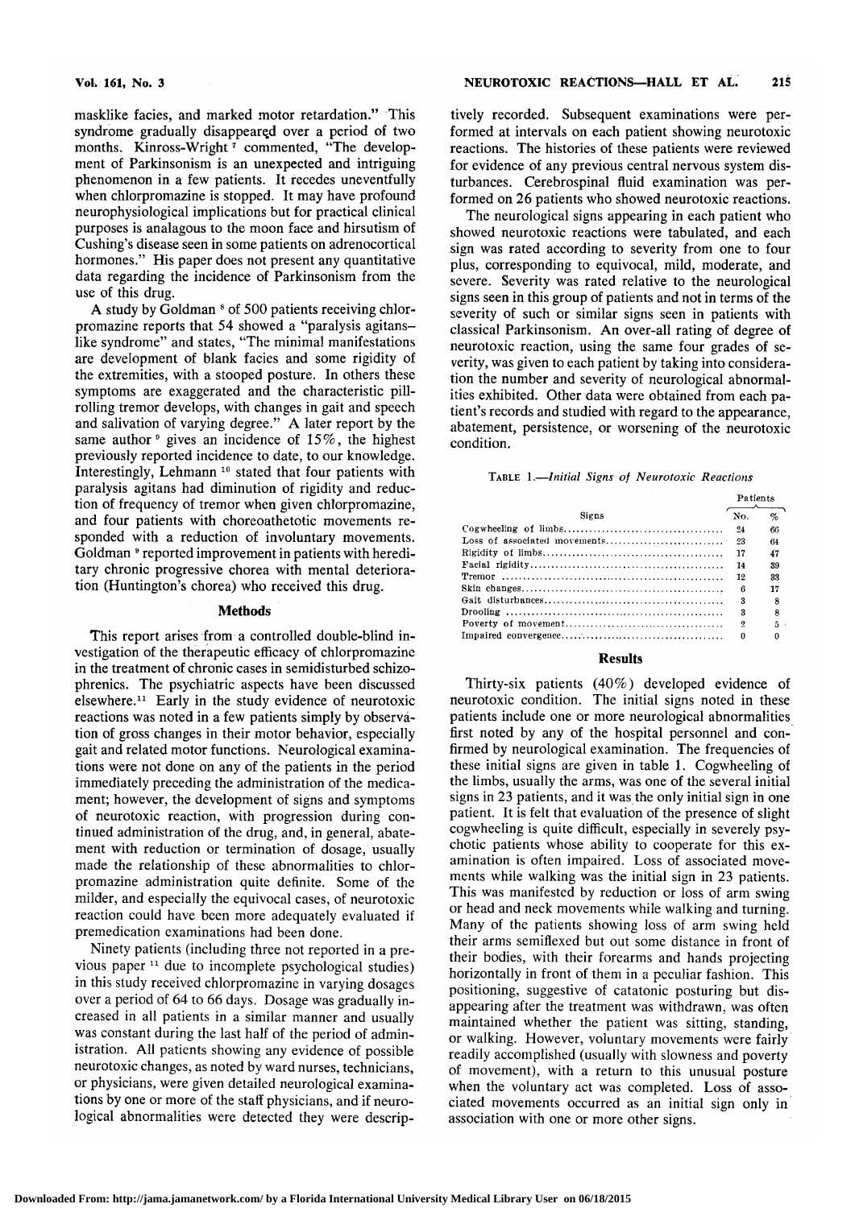masklike facies, and marked motor retardation." This syndrome gradually disappeared over a period of two months. Kinross-Wright[7] commented, "The development of Parkinsonism is an unexpected and intriguing phenomenon in a few patients. It recedes uneventfully when chlorpromazine is stopped. It may have profound neurophysiological implications but for practical clinical purposes is analagous to the moon face and hirsutism of Cushing's disease seen in some patients on adrenocortical hormones." His paper does not present any quantitative data regarding the incidence of Parkinsonism from the use of this drug.

A study by Goldman[8] of 500 patients receiving chlorpromazine reports that 54 showed a "paralysis agitans–like syndrome" and states, "The minimal manifestations are development of blank facies and some rigidity of the extremities, with a stooped posture. In others these symptoms are exaggerated and the characteristic pill-rolling tremor develops, with changes in gait and speech and salivation of varying degree." A later report by the same author[9] gives an incidence of 15%, the highest previously reported incidence to date, to our knowledge. Interestingly, Lehmann[10] stated that four patients with paralysis agitans had diminution of rigidity and reduction of frequency of tremor when given chlorpromazine, and four patients with choreoathetotic movements responded with a reduction of involuntary movements. Goldman[9] reported improvement in patients with hereditary chronic progressive chorea with mental deterioration (Huntington's chorea) who received this drug.

## Methods

This report arises from a controlled double-blind investigation of the therapeutic efficacy of chlorpromazine in the treatment of chronic cases in semidisturbed schizophrenics. The psychiatric aspects have been discussed elsewhere.[11] Early in the study evidence of neurotoxic reactions was noted in a few patients simply by observation of gross changes in their motor behavior, especially gait and related motor functions. Neurological examinations were not done on any of the patients in the period immediately preceding the administration of the medicament; however, the development of signs and symptoms of neurotoxic reaction, with progression during continued administration of the drug, and, in general, abatement with reduction or termination of dosage, usually made the relationship of these abnormalities to chlorpromazine administration quite definite. Some of the milder, and especially the equivocal cases, of neurotoxic reaction could have been more adequately evaluated if premedication examinations had been done.

Ninety patients (including three not reported in a previous paper[11] due to incomplete psychological studies) in this study received chlorpromazine in varying dosages over a period of 64 to 66 days. Dosage was gradually increased in all patients in a similar manner and usually was constant during the last half of the period of administration. All patients showing any evidence of possible neurotoxic changes, as noted by ward nurses, technicians, or physicians, were given detailed neurological examinations by one or more of the staff physicians, and if neurological abnormalities were detected they were descriptively recorded. Subsequent examinations were performed at intervals on each patient showing neurotoxic reactions. The histories of these patients were reviewed for evidence of any previous central nervous system disturbances. Cerebrospinal fluid examination was performed on 26 patients who showed neurotoxic reactions.

The neurological signs appearing in each patient who showed neurotoxic reactions were tabulated, and each sign was rated according to severity from one to four plus, corresponding to equivocal, mild, moderate, and severe. Severity was rated relative to the neurological signs seen in this group of patients and not in terms of the severity of such or similar signs seen in patients with classical Parkinsonism. An over-all rating of degree of neurotoxic reaction, using the same four grades of severity, was given to each patient by taking into consideration the number and severity of neurological abnormalities exhibited. Other data were obtained from each patient's records and studied with regard to the appearance, abatement, persistence, or worsening of the neurotoxic condition.

TABLE 1.—*Initial Signs of Neurotoxic Reactions*

| Signs | Patients | |
|---|---|---|
| | No. | % |
| Cogwheeling of limbs | 24 | 66 |
| Loss of associated movements | 23 | 64 |
| Rigidity of limbs | 17 | 47 |
| Facial rigidity | 14 | 39 |
| Tremor | 12 | 33 |
| Skin changes | 6 | 17 |
| Gait disturbances | 3 | 8 |
| Drooling | 3 | 8 |
| Poverty of movement | 2 | 5 |
| Impaired convergence | 0 | 0 |

## Results

Thirty-six patients (40%) developed evidence of neurotoxic condition. The initial signs noted in these patients include one or more neurological abnormalities first noted by any of the hospital personnel and confirmed by neurological examination. The frequencies of these initial signs are given in table 1. Cogwheeling of the limbs, usually the arms, was one of the several initial signs in 23 patients, and it was the only initial sign in one patient. It is felt that evaluation of the presence of slight cogwheeling is quite difficult, especially in severely psychotic patients whose ability to cooperate for this examination is often impaired. Loss of associated movements while walking was the initial sign in 23 patients. This was manifested by reduction or loss of arm swing or head and neck movements while walking and turning. Many of the patients showing loss of arm swing held their arms semiflexed but out some distance in front of their bodies, with their forearms and hands projecting horizontally in front of them in a peculiar fashion. This positioning, suggestive of catatonic posturing but disappearing after the treatment was withdrawn, was often maintained whether the patient was sitting, standing, or walking. However, voluntary movements were fairly readily accomplished (usually with slowness and poverty of movement), with a return to this unusual posture when the voluntary act was completed. Loss of associated movements occurred as an initial sign only in association with one or more other signs.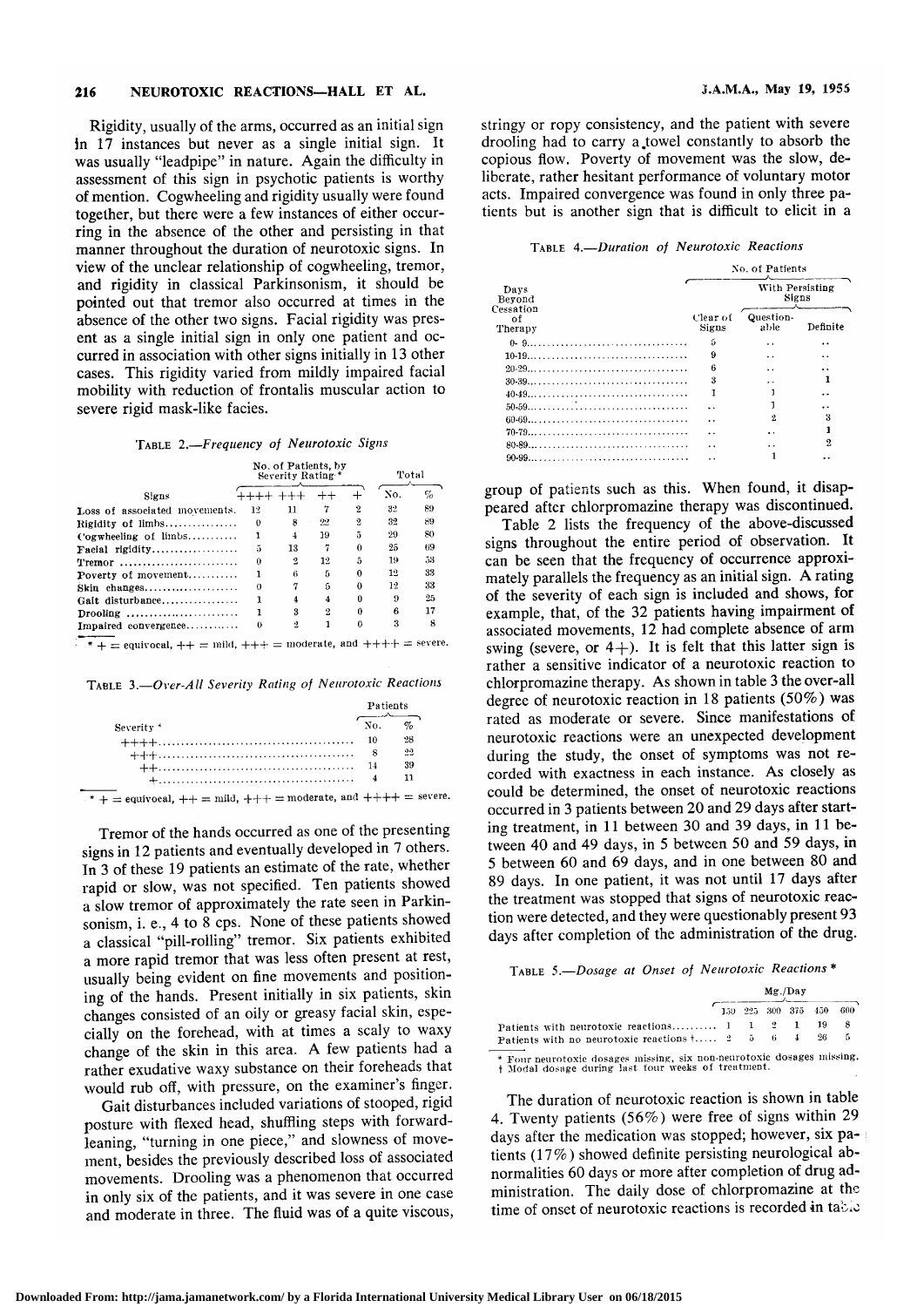Rigidity, usually of the arms, occurred as an initial sign in 17 instances but never as a single initial sign. It was usually "leadpipe" in nature. Again the difficulty in assessment of this sign in psychotic patients is worthy of mention. Cogwheeling and rigidity usually were found together, but there were a few instances of either occurring in the absence of the other and persisting in that manner throughout the duration of neurotoxic signs. In view of the unclear relationship of cogwheeling, tremor, and rigidity in classical Parkinsonism, it should be pointed out that tremor also occurred at times in the absence of the other two signs. Facial rigidity was present as a single initial sign in only one patient and occurred in association with other signs initially in 13 other cases. This rigidity varied from mildly impaired facial mobility with reduction of frontalis muscular action to severe rigid mask-like facies.

TABLE 2.—*Frequency of Neurotoxic Signs*

| Signs | No. of Patients, by Severity Rating * | | | | Total | |
|---|---|---|---|---|---|---|
| | ++++ | +++ | ++ | + | No. | % |
| Loss of associated movements | 12 | 11 | 7 | 2 | 32 | 89 |
| Rigidity of limbs | 0 | 8 | 22 | 2 | 32 | 89 |
| Cogwheeling of limbs | 1 | 4 | 19 | 5 | 29 | 80 |
| Facial rigidity | 5 | 13 | 7 | 0 | 25 | 69 |
| Tremor | 0 | 2 | 12 | 5 | 19 | 53 |
| Poverty of movement | 1 | 6 | 5 | 0 | 12 | 33 |
| Skin changes | 0 | 7 | 5 | 0 | 12 | 33 |
| Gait disturbance | 1 | 4 | 4 | 0 | 9 | 25 |
| Drooling | 1 | 3 | 2 | 0 | 6 | 17 |
| Impaired convergence | 0 | 2 | 1 | 0 | 3 | 8 |

\* + = equivocal, ++ = mild, +++ = moderate, and ++++ = severe.

TABLE 3.—*Over-All Severity Rating of Neurotoxic Reactions*

| Severity * | Patients | |
|---|---|---|
| | No. | % |
| ++++ | 10 | 28 |
| +++ | 8 | 22 |
| ++ | 14 | 39 |
| + | 4 | 11 |

\* + = equivocal, ++ = mild, +++ = moderate, and ++++ = severe.

Tremor of the hands occurred as one of the presenting signs in 12 patients and eventually developed in 7 others. In 3 of these 19 patients an estimate of the rate, whether rapid or slow, was not specified. Ten patients showed a slow tremor of approximately the rate seen in Parkinsonism, i. e., 4 to 8 cps. None of these patients showed a classical "pill-rolling" tremor. Six patients exhibited a more rapid tremor that was less often present at rest, usually being evident on fine movements and positioning of the hands. Present initially in six patients, skin changes consisted of an oily or greasy facial skin, especially on the forehead, with at times a scaly to waxy change of the skin in this area. A few patients had a rather exudative waxy substance on their foreheads that would rub off, with pressure, on the examiner's finger.

Gait disturbances included variations of stooped, rigid posture with flexed head, shuffling steps with forward-leaning, "turning in one piece," and slowness of movement, besides the previously described loss of associated movements. Drooling was a phenomenon that occurred in only six of the patients, and it was severe in one case and moderate in three. The fluid was of a quite viscous, stringy or ropy consistency, and the patient with severe drooling had to carry a towel constantly to absorb the copious flow. Poverty of movement was the slow, deliberate, rather hesitant performance of voluntary motor acts. Impaired convergence was found in only three patients but is another sign that is difficult to elicit in a group of patients such as this. When found, it disappeared after chlorpromazine therapy was discontinued.

TABLE 4.—*Duration of Neurotoxic Reactions*

| Days Beyond Cessation of Therapy | No. of Patients | | |
|---|---|---|---|
| | Clear of Signs | With Persisting Signs | |
| | | Questionable | Definite |
| 0- 9 | 5 | .. | .. |
| 10-19 | 9 | .. | .. |
| 20-29 | 6 | .. | .. |
| 30-39 | 3 | .. | 1 |
| 40-49 | 1 | 1 | .. |
| 50-59 | .. | 1 | .. |
| 60-69 | .. | 2 | 3 |
| 70-79 | .. | .. | 1 |
| 80-89 | .. | .. | 2 |
| 90-99 | .. | 1 | .. |

Table 2 lists the frequency of the above-discussed signs throughout the entire period of observation. It can be seen that the frequency of occurrence approximately parallels the frequency as an initial sign. A rating of the severity of each sign is included and shows, for example, that, of the 32 patients having impairment of associated movements, 12 had complete absence of arm swing (severe, or 4+). It is felt that this latter sign is rather a sensitive indicator of a neurotoxic reaction to chlorpromazine therapy. As shown in table 3 the over-all degree of neurotoxic reaction in 18 patients (50%) was rated as moderate or severe. Since manifestations of neurotoxic reactions were an unexpected development during the study, the onset of symptoms was not recorded with exactness in each instance. As closely as could be determined, the onset of neurotoxic reactions occurred in 3 patients between 20 and 29 days after starting treatment, in 11 between 30 and 39 days, in 11 between 40 and 49 days, in 5 between 50 and 59 days, in 5 between 60 and 69 days, and in one between 80 and 89 days. In one patient, it was not until 17 days after the treatment was stopped that signs of neurotoxic reaction were detected, and they were questionably present 93 days after completion of the administration of the drug.

TABLE 5.—*Dosage at Onset of Neurotoxic Reactions* *

| | Mg./Day | | | | | |
|---|---|---|---|---|---|---|
| | 150 | 225 | 300 | 375 | 450 | 600 |
| Patients with neurotoxic reactions | 1 | 1 | 2 | 1 | 19 | 8 |
| Patients with no neurotoxic reactions † | 2 | 5 | 6 | 4 | 26 | 5 |

\* Four neurotoxic dosages missing, six non-neurotoxic dosages missing.
† Modal dosage during last four weeks of treatment.

The duration of neurotoxic reaction is shown in table 4. Twenty patients (56%) were free of signs within 29 days after the medication was stopped; however, six patients (17%) showed definite persisting neurological abnormalities 60 days or more after completion of drug administration. The daily dose of chlorpromazine at the time of onset of neurotoxic reactions is recorded in table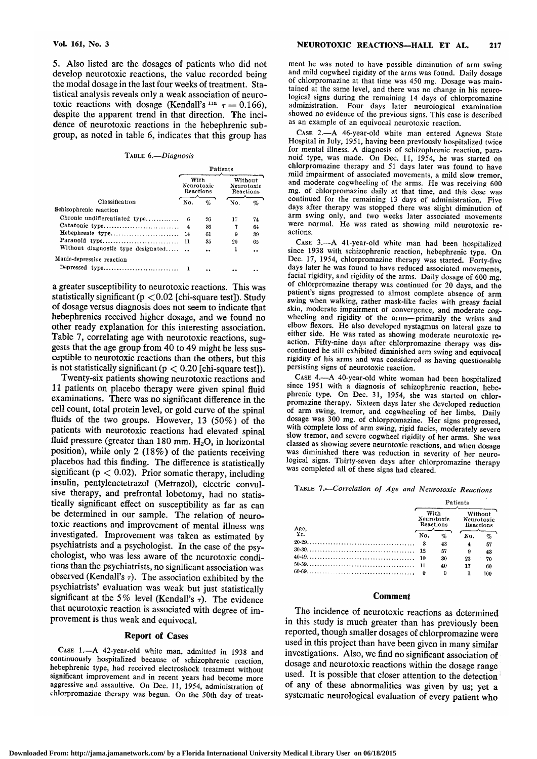5. Also listed are the dosages of patients who did not develop neurotoxic reactions, the value recorded being the modal dosage in the last four weeks of treatment. Statistical analysis reveals only a weak association of neurotoxic reactions with dosage (Kendall's[11a] $\tau = 0.166$), despite the apparent trend in that direction. The incidence of neurotoxic reactions in the hebephrenic subgroup, as noted in table 6, indicates that this group has

TABLE 6.—*Diagnosis*

| Classification | Patients With Neurotoxic Reactions | | Patients Without Neurotoxic Reactions | |
|---|---|---|---|---|
| | No. | % | No. | % |
| Schizophrenic reaction | | | | |
| Chronic undifferentiated type | 6 | 26 | 17 | 74 |
| Catatonic type | 4 | 36 | 7 | 64 |
| Hebephrenic type | 14 | 61 | 9 | 39 |
| Paranoid type | 11 | 35 | 20 | 65 |
| Without diagnostic type designated | .. | .. | 1 | .. |
| Manic-depressive reaction | | | | |
| Depressed type | 1 | .. | .. | .. |

a greater susceptibility to neurotoxic reactions. This was statistically significant ($p < 0.02$ [chi-square test]). Study of dosage versus diagnosis does not seem to indicate that hebephrenics received higher dosage, and we found no other ready explanation for this interesting association. Table 7, correlating age with neurotoxic reactions, suggests that the age group from 40 to 49 might be less susceptible to neurotoxic reactions than the others, but this is not statistically significant ($p < 0.20$ [chi-square test]).

Twenty-six patients showing neurotoxic reactions and 11 patients on placebo therapy were given spinal fluid examinations. There was no significant difference in the cell count, total protein level, or gold curve of the spinal fluids of the two groups. However, 13 (50%) of the patients with neurotoxic reactions had elevated spinal fluid pressure (greater than 180 mm. $H_2O$, in horizontal position), while only 2 (18%) of the patients receiving placebos had this finding. The difference is statistically significant ($p < 0.02$). Prior somatic therapy, including insulin, pentylenetetrazol (Metrazol), electric convulsive therapy, and prefrontal lobotomy, had no statistically significant effect on susceptibility as far as can be determined in our sample. The relation of neurotoxic reactions and improvement of mental illness was investigated. Improvement was taken as estimated by psychiatrists and a psychologist. In the case of the psychologist, who was less aware of the neurotoxic conditions than the psychiatrists, no significant association was observed (Kendall's $\tau$). The association exhibited by the psychiatrists' evaluation was weak but just statistically significant at the 5% level (Kendall's $\tau$). The evidence that neurotoxic reaction is associated with degree of improvement is thus weak and equivocal.

## Report of Cases

CASE 1.—A 42-year-old white man, admitted in 1938 and continuously hospitalized because of schizophrenic reaction, hebephrenic type, had received electroshock treatment without significant improvement and in recent years had become more aggressive and assaultive. On Dec. 11, 1954, administration of chlorpromazine therapy was begun. On the 50th day of treatment he was noted to have possible diminution of arm swing and mild cogwheel rigidity of the arms was found. Daily dosage of chlorpromazine at that time was 450 mg. Dosage was maintained at the same level, and there was no change in his neurological signs during the remaining 14 days of chlorpromazine administration. Four days later neurological examination showed no evidence of the previous signs. This case is described as an example of an equivocal neurotoxic reaction.

CASE 2.—A 46-year-old white man entered Agnews State Hospital in July, 1951, having been previously hospitalized twice for mental illness. A diagnosis of schizophrenic reaction, paranoid type, was made. On Dec. 11, 1954, he was started on chlorpromazine therapy and 51 days later was found to have mild impairment of associated movements, a mild slow tremor, and moderate cogwheeling of the arms. He was receiving 600 mg. of chlorpromazine daily at that time, and this dose was continued for the remaining 13 days of administration. Five days after therapy was stopped there was slight diminution of arm swing only, and two weeks later associated movements were normal. He was rated as showing mild neurotoxic reactions.

CASE 3.—A 41-year-old white man had been hospitalized since 1938 with schizophrenic reaction, hebephrenic type. On Dec. 17, 1954, chlorpromazine therapy was started. Forty-five days later he was found to have reduced associated movements, facial rigidity, and rigidity of the arms. Daily dosage of 600 mg. of chlorpromazine therapy was continued for 20 days, and the patient's signs progressed to almost complete absence of arm swing when walking, rather mask-like facies with greasy facial skin, moderate impairment of convergence, and moderate cogwheeling and rigidity of the arms—primarily the wrists and elbow flexors. He also developed nystagmus on lateral gaze to either side. He was rated as showing moderate neurotoxic reaction. Fifty-nine days after chlorpromazine therapy was discontinued he still exhibited diminished arm swing and equivocal rigidity of his arms and was considered as having questionable persisting signs of neurotoxic reaction.

CASE 4.—A 40-year-old white woman had been hospitalized since 1951 with a diagnosis of schizophrenic reaction, hebephrenic type. On Dec. 31, 1954, she was started on chlorpromazine therapy. Sixteen days later she developed reduction of arm swing, tremor, and cogwheeling of her limbs. Daily dosage was 300 mg. of chlorpromazine. Her signs progressed, with complete loss of arm swing, rigid facies, moderately severe slow tremor, and severe cogwheel rigidity of her arms. She was classed as showing severe neurotoxic reactions, and when dosage was diminished there was reduction in severity of her neurological signs. Thirty-seven days after chlorpromazine therapy was completed all of these signs had cleared.

TABLE 7.—*Correlation of Age and Neurotoxic Reactions*

| Age, Yr. | Patients With Neurotoxic Reactions | | Patients Without Neurotoxic Reactions | |
|---|---|---|---|---|
| | No. | % | No. | % |
| 20-29 | 3 | 43 | 4 | 57 |
| 30-39 | 12 | 57 | 9 | 43 |
| 40-49 | 10 | 30 | 23 | 70 |
| 50-59 | 11 | 40 | 17 | 60 |
| 60-69 | 0 | 0 | 1 | 100 |

## Comment

The incidence of neurotoxic reactions as determined in this study is much greater than has previously been reported, though smaller dosages of chlorpromazine were used in this project than have been given in many similar investigations. Also, we find no significant association of dosage and neurotoxic reactions within the dosage range used. It is possible that closer attention to the detection of any of these abnormalities was given by us; yet a systematic neurological evaluation of every patient who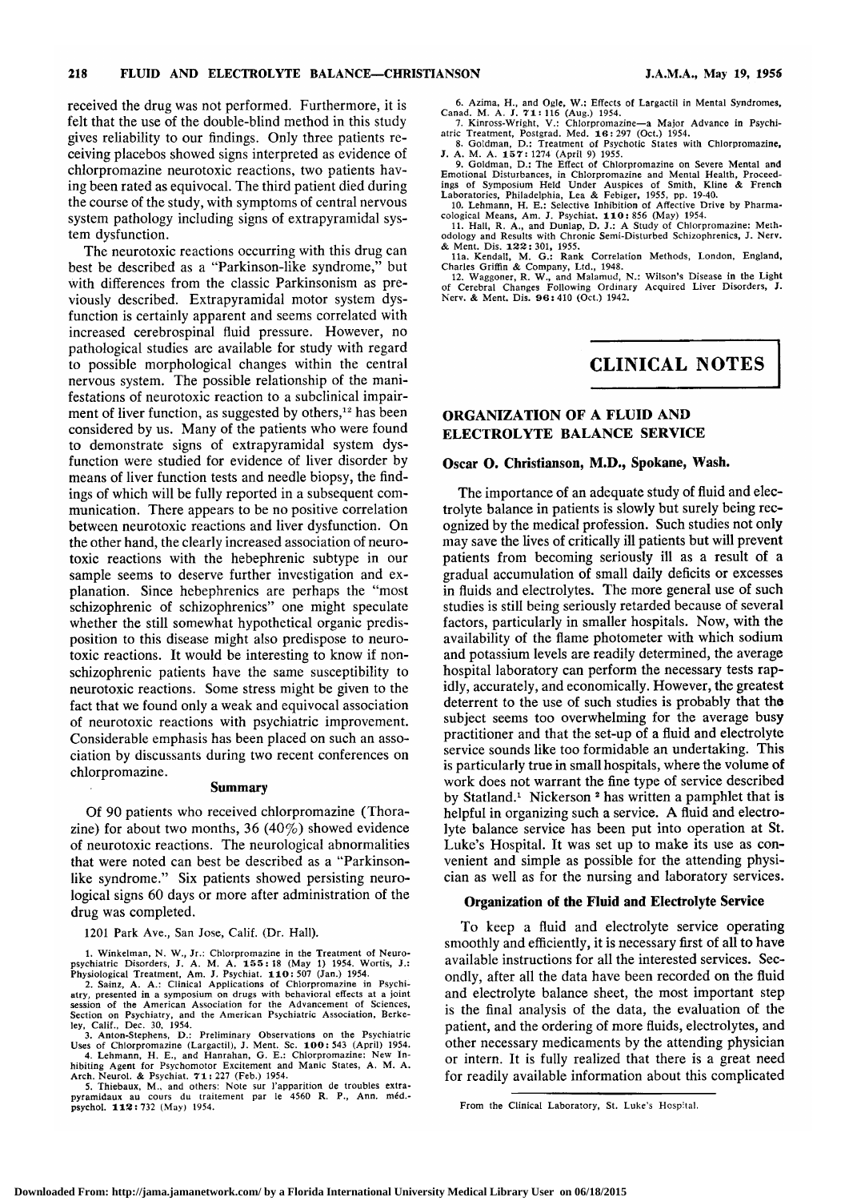received the drug was not performed. Furthermore, it is felt that the use of the double-blind method in this study gives reliability to our findings. Only three patients receiving placebos showed signs interpreted as evidence of chlorpromazine neurotoxic reactions, two patients having been rated as equivocal. The third patient died during the course of the study, with symptoms of central nervous system pathology including signs of extrapyramidal system dysfunction.

The neurotoxic reactions occurring with this drug can best be described as a "Parkinson-like syndrome," but with differences from the classic Parkinsonism as previously described. Extrapyramidal motor system dysfunction is certainly apparent and seems correlated with increased cerebrospinal fluid pressure. However, no pathological studies are available for study with regard to possible morphological changes within the central nervous system. The possible relationship of the manifestations of neurotoxic reaction to a subclinical impairment of liver function, as suggested by others,[12] has been considered by us. Many of the patients who were found to demonstrate signs of extrapyramidal system dysfunction were studied for evidence of liver disorder by means of liver function tests and needle biopsy, the findings of which will be fully reported in a subsequent communication. There appears to be no positive correlation between neurotoxic reactions and liver dysfunction. On the other hand, the clearly increased association of neurotoxic reactions with the hebephrenic subtype in our sample seems to deserve further investigation and explanation. Since hebephrenics are perhaps the "most schizophrenic of schizophrenics" one might speculate whether the still somewhat hypothetical organic predisposition to this disease might also predispose to neurotoxic reactions. It would be interesting to know if nonschizophrenic patients have the same susceptibility to neurotoxic reactions. Some stress might be given to the fact that we found only a weak and equivocal association of neurotoxic reactions with psychiatric improvement. Considerable emphasis has been placed on such an association by discussants during two recent conferences on chlorpromazine.

### Summary

Of 90 patients who received chlorpromazine (Thorazine) for about two months, 36 (40%) showed evidence of neurotoxic reactions. The neurological abnormalities that were noted can best be described as a "Parkinson-like syndrome." Six patients showed persisting neurological signs 60 days or more after administration of the drug was completed.

1201 Park Ave., San Jose, Calif. (Dr. Hall).

1. Winkelman, N. W., Jr.: Chlorpromazine in the Treatment of Neuropsychiatric Disorders, J. A. M. A. **155**: 18 (May 1) 1954. Wortis, J.: Physiological Treatment, Am. J. Psychiat. **110**: 507 (Jan.) 1954.
2. Sainz, A. A.: Clinical Applications of Chlorpromazine in Psychiatry, presented in a symposium on drugs with behavioral effects at a joint session of the American Association for the Advancement of Sciences, Section on Psychiatry, and the American Psychiatric Association, Berkeley, Calif., Dec. 30, 1954.
3. Anton-Stephens, D.: Preliminary Observations on the Psychiatric Uses of Chlorpromazine (Largactil), J. Ment. Sc. **100**: 543 (April) 1954.
4. Lehmann, H. E., and Hanrahan, G. E.: Chlorpromazine: New Inhibiting Agent for Psychomotor Excitement and Manic States, A. M. A. Arch. Neurol. & Psychiat. **71**: 227 (Feb.) 1954.
5. Thiebaux, M., and others: Note sur l'apparition de troubles extrapyramidaux au cours du traitement par le 4560 R. P., Ann. méd.-psychol. **112**: 732 (May) 1954.
6. Azima, H., and Ogle, W.: Effects of Largactil in Mental Syndromes, Canad. M. A. J. **71**: 116 (Aug.) 1954.
7. Kinross-Wright, V.: Chlorpromazine—a Major Advance in Psychiatric Treatment, Postgrad. Med. **16**: 297 (Oct.) 1954.
8. Goldman, D.: Treatment of Psychotic States with Chlorpromazine, J. A. M. A. **157**: 1274 (April 9) 1955.
9. Goldman, D.: The Effect of Chlorpromazine on Severe Mental and Emotional Disturbances, in Chlorpromazine and Mental Health, Proceedings of Symposium Held Under Auspices of Smith, Kline & French Laboratories, Philadelphia, Lea & Febiger, 1955, pp. 19-40.
10. Lehmann, H. E.: Selective Inhibition of Affective Drive by Pharmacological Means, Am. J. Psychiat. **110**: 856 (May) 1954.
11. Hall, R. A., and Dunlap, D. J.: A Study of Chlorpromazine: Methodology and Results with Chronic Semi-Disturbed Schizophrenics, J. Nerv. & Ment. Dis. **122**: 301, 1955.
11a. Kendall, M. G.: Rank Correlation Methods, London, England, Charles Griffin & Company, Ltd., 1948.
12. Waggoner, R. W., and Malamud, N.: Wilson's Disease in the Light of Cerebral Changes Following Ordinary Acquired Liver Disorders, J. Nerv. & Ment. Dis. **96**: 410 (Oct.) 1942.

# CLINICAL NOTES

## ORGANIZATION OF A FLUID AND ELECTROLYTE BALANCE SERVICE

**Oscar O. Christianson, M.D., Spokane, Wash.**

The importance of an adequate study of fluid and electrolyte balance in patients is slowly but surely being recognized by the medical profession. Such studies not only may save the lives of critically ill patients but will prevent patients from becoming seriously ill as a result of a gradual accumulation of small daily deficits or excesses in fluids and electrolytes. The more general use of such studies is still being seriously retarded because of several factors, particularly in smaller hospitals. Now, with the availability of the flame photometer with which sodium and potassium levels are readily determined, the average hospital laboratory can perform the necessary tests rapidly, accurately, and economically. However, the greatest deterrent to the use of such studies is probably that the subject seems too overwhelming for the average busy practitioner and that the set-up of a fluid and electrolyte service sounds like too formidable an undertaking. This is particularly true in small hospitals, where the volume of work does not warrant the fine type of service described by Statland.[1] Nickerson[2] has written a pamphlet that is helpful in organizing such a service. A fluid and electrolyte balance service has been put into operation at St. Luke's Hospital. It was set up to make its use as convenient and simple as possible for the attending physician as well as for the nursing and laboratory services.

### Organization of the Fluid and Electrolyte Service

To keep a fluid and electrolyte service operating smoothly and efficiently, it is necessary first of all to have available instructions for all the interested services. Secondly, after all the data have been recorded on the fluid and electrolyte balance sheet, the most important step is the final analysis of the data, the evaluation of the patient, and the ordering of more fluids, electrolytes, and other necessary medicaments by the attending physician or intern. It is fully realized that there is a great need for readily available information about this complicated

From the Clinical Laboratory, St. Luke's Hospital.